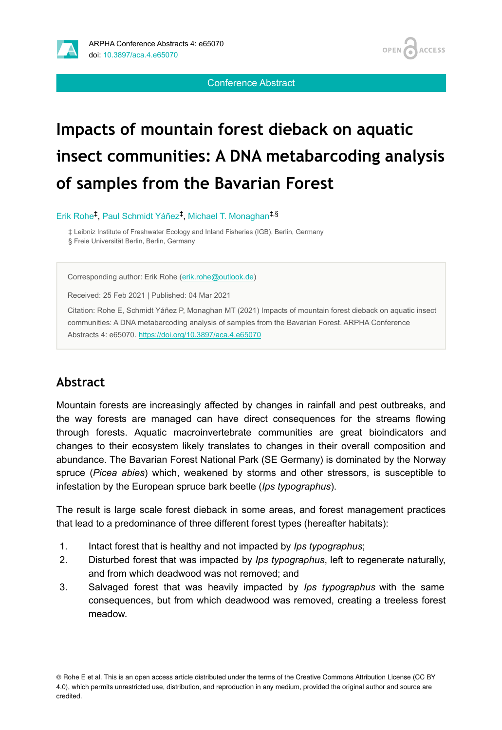ARPHA Conference Abstracts 4: e65070
doi: 10.3897/aca.4.e65070

Conference Abstract

# Impacts of mountain forest dieback on aquatic insect communities: A DNA metabarcoding analysis of samples from the Bavarian Forest

Erik Rohe[‡], Paul Schmidt Yáñez[‡], Michael T. Monaghan[‡,§]

‡ Leibniz Institute of Freshwater Ecology and Inland Fisheries (IGB), Berlin, Germany
§ Freie Universität Berlin, Berlin, Germany

Corresponding author: Erik Rohe (erik.rohe@outlook.de)

Received: 25 Feb 2021 | Published: 04 Mar 2021

Citation: Rohe E, Schmidt Yáñez P, Monaghan MT (2021) Impacts of mountain forest dieback on aquatic insect communities: A DNA metabarcoding analysis of samples from the Bavarian Forest. ARPHA Conference Abstracts 4: e65070. https://doi.org/10.3897/aca.4.e65070

## Abstract

Mountain forests are increasingly affected by changes in rainfall and pest outbreaks, and the way forests are managed can have direct consequences for the streams flowing through forests. Aquatic macroinvertebrate communities are great bioindicators and changes to their ecosystem likely translates to changes in their overall composition and abundance. The Bavarian Forest National Park (SE Germany) is dominated by the Norway spruce (*Picea abies*) which, weakened by storms and other stressors, is susceptible to infestation by the European spruce bark beetle (*Ips typographus*).

The result is large scale forest dieback in some areas, and forest management practices that lead to a predominance of three different forest types (hereafter habitats):

1. Intact forest that is healthy and not impacted by *Ips typographus*;
2. Disturbed forest that was impacted by *Ips typographus*, left to regenerate naturally, and from which deadwood was not removed; and
3. Salvaged forest that was heavily impacted by *Ips typographus* with the same consequences, but from which deadwood was removed, creating a treeless forest meadow.

© Rohe E et al. This is an open access article distributed under the terms of the Creative Commons Attribution License (CC BY 4.0), which permits unrestricted use, distribution, and reproduction in any medium, provided the original author and source are credited.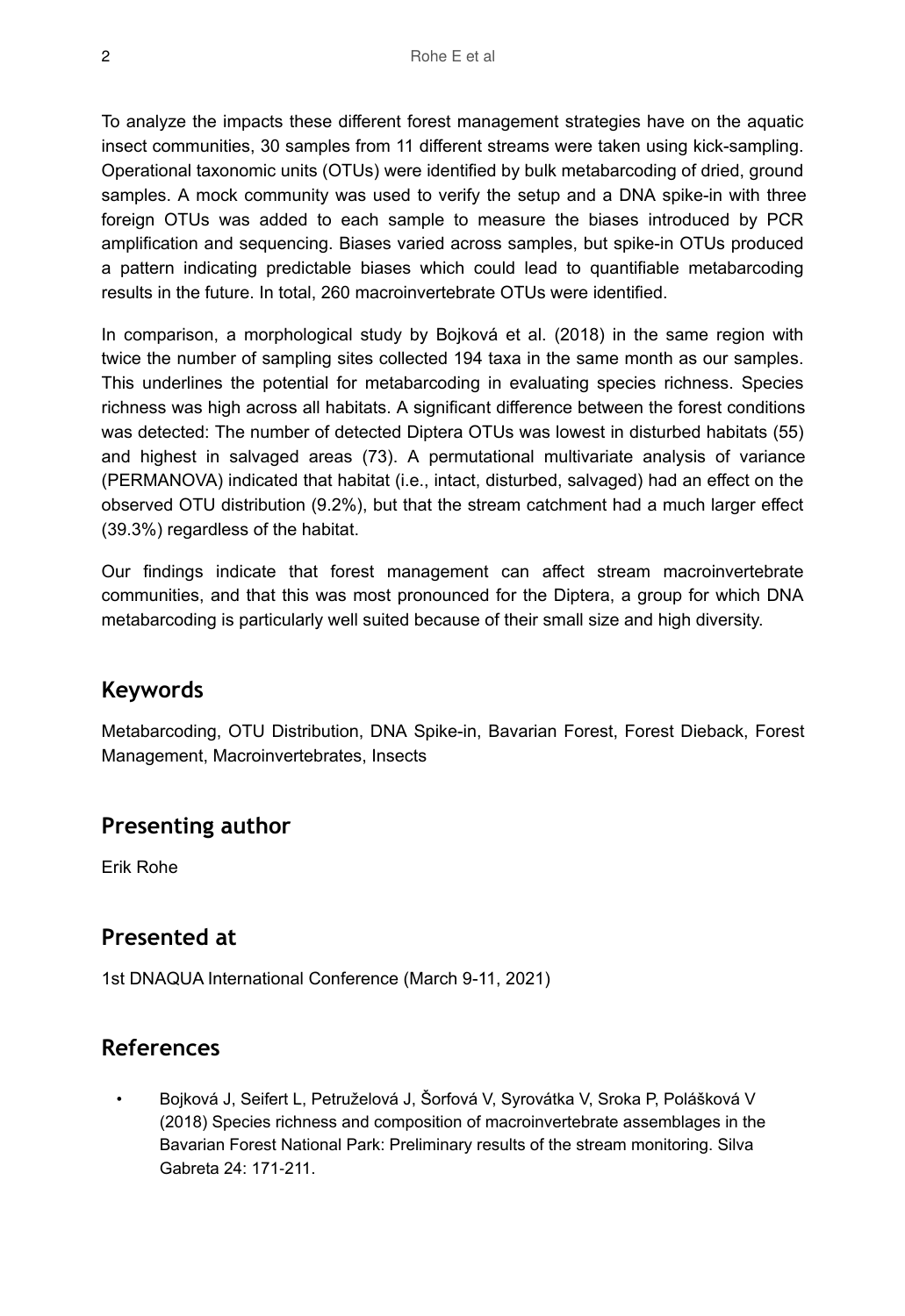To analyze the impacts these different forest management strategies have on the aquatic insect communities, 30 samples from 11 different streams were taken using kick-sampling. Operational taxonomic units (OTUs) were identified by bulk metabarcoding of dried, ground samples. A mock community was used to verify the setup and a DNA spike-in with three foreign OTUs was added to each sample to measure the biases introduced by PCR amplification and sequencing. Biases varied across samples, but spike-in OTUs produced a pattern indicating predictable biases which could lead to quantifiable metabarcoding results in the future. In total, 260 macroinvertebrate OTUs were identified.

In comparison, a morphological study by Bojková et al. (2018) in the same region with twice the number of sampling sites collected 194 taxa in the same month as our samples. This underlines the potential for metabarcoding in evaluating species richness. Species richness was high across all habitats. A significant difference between the forest conditions was detected: The number of detected Diptera OTUs was lowest in disturbed habitats (55) and highest in salvaged areas (73). A permutational multivariate analysis of variance (PERMANOVA) indicated that habitat (i.e., intact, disturbed, salvaged) had an effect on the observed OTU distribution (9.2%), but that the stream catchment had a much larger effect (39.3%) regardless of the habitat.

Our findings indicate that forest management can affect stream macroinvertebrate communities, and that this was most pronounced for the Diptera, a group for which DNA metabarcoding is particularly well suited because of their small size and high diversity.

## Keywords

Metabarcoding, OTU Distribution, DNA Spike-in, Bavarian Forest, Forest Dieback, Forest Management, Macroinvertebrates, Insects

## Presenting author

Erik Rohe

## Presented at

1st DNAQUA International Conference (March 9-11, 2021)

## References

- Bojková J, Seifert L, Petruželová J, Šorfová V, Syrovátka V, Sroka P, Polášková V (2018) Species richness and composition of macroinvertebrate assemblages in the Bavarian Forest National Park: Preliminary results of the stream monitoring. Silva Gabreta 24: 171-211.